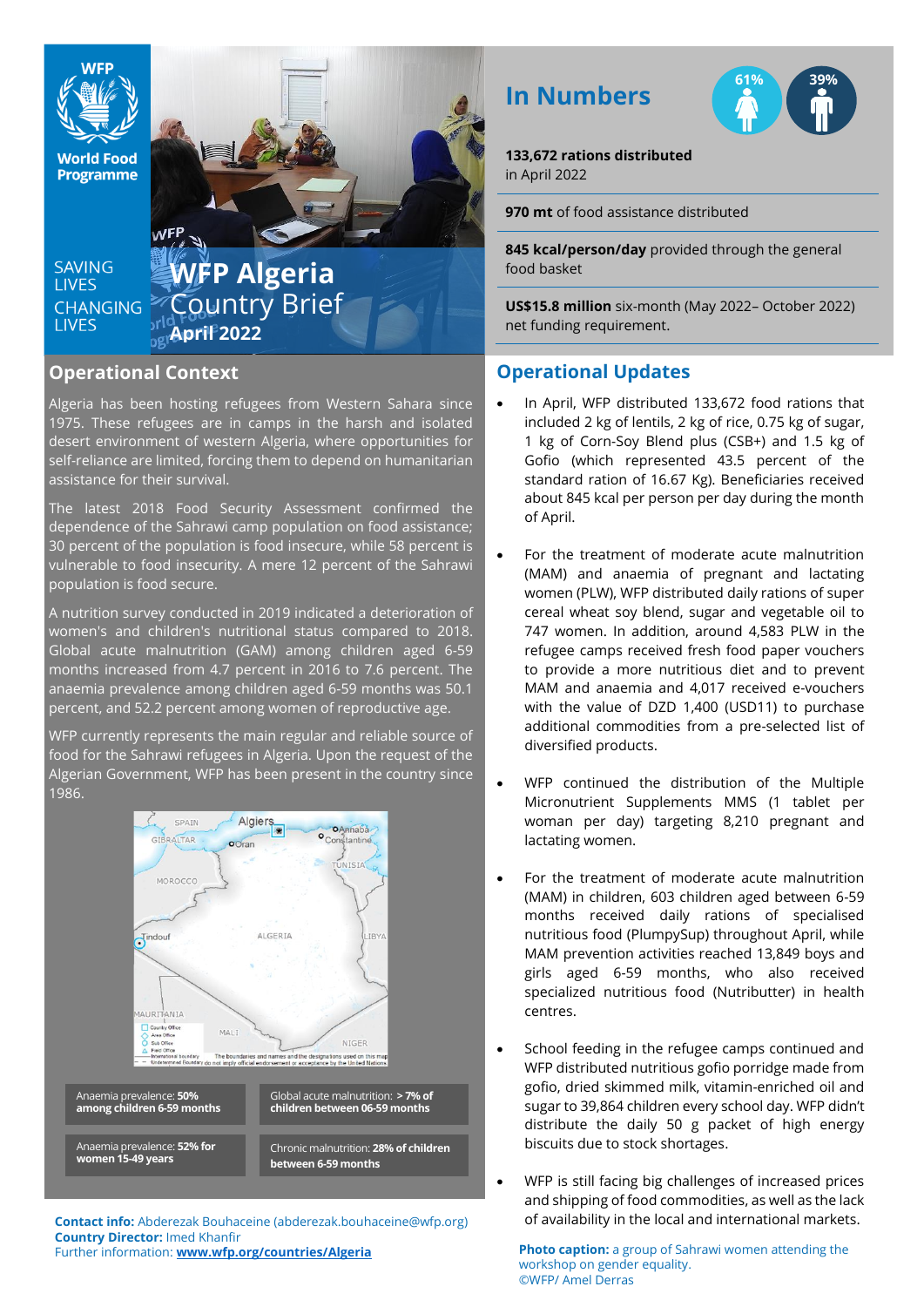World Food Programme

SAVING LIVES CHANGING LIVES

# WFP Algeria Country Brief
## April 2022

## In Numbers

61% 39%

**133,672 rations distributed** in April 2022

**970 mt** of food assistance distributed

**845 kcal/person/day** provided through the general food basket

**US$15.8 million** six-month (May 2022– October 2022) net funding requirement.

## Operational Context

Algeria has been hosting refugees from Western Sahara since 1975. These refugees are in camps in the harsh and isolated desert environment of western Algeria, where opportunities for self-reliance are limited, forcing them to depend on humanitarian assistance for their survival.

The latest 2018 Food Security Assessment confirmed the dependence of the Sahrawi camp population on food assistance; 30 percent of the population is food insecure, while 58 percent is vulnerable to food insecurity. A mere 12 percent of the Sahrawi population is food secure.

A nutrition survey conducted in 2019 indicated a deterioration of women's and children's nutritional status compared to 2018. Global acute malnutrition (GAM) among children aged 6-59 months increased from 4.7 percent in 2016 to 7.6 percent. The anaemia prevalence among children aged 6-59 months was 50.1 percent, and 52.2 percent among women of reproductive age.

WFP currently represents the main regular and reliable source of food for the Sahrawi refugees in Algeria. Upon the request of the Algerian Government, WFP has been present in the country since 1986.

Anaemia prevalence: **50% among children 6-59 months**

Global acute malnutrition: **> 7% of children between 06-59 months**

Anaemia prevalence: **52% for women 15-49 years**

Chronic malnutrition: **28% of children between 6-59 months**

**Contact info:** Abderezak Bouhaceine (abderezak.bouhaceine@wfp.org)
**Country Director:** Imed Khanfir
Further information: **www.wfp.org/countries/Algeria**

## Operational Updates

- In April, WFP distributed 133,672 food rations that included 2 kg of lentils, 2 kg of rice, 0.75 kg of sugar, 1 kg of Corn-Soy Blend plus (CSB+) and 1.5 kg of Gofio (which represented 43.5 percent of the standard ration of 16.67 Kg). Beneficiaries received about 845 kcal per person per day during the month of April.

- For the treatment of moderate acute malnutrition (MAM) and anaemia of pregnant and lactating women (PLW), WFP distributed daily rations of super cereal wheat soy blend, sugar and vegetable oil to 747 women. In addition, around 4,583 PLW in the refugee camps received fresh food paper vouchers to provide a more nutritious diet and to prevent MAM and anaemia and 4,017 received e-vouchers with the value of DZD 1,400 (USD11) to purchase additional commodities from a pre-selected list of diversified products.

- WFP continued the distribution of the Multiple Micronutrient Supplements MMS (1 tablet per woman per day) targeting 8,210 pregnant and lactating women.

- For the treatment of moderate acute malnutrition (MAM) in children, 603 children aged between 6-59 months received daily rations of specialised nutritious food (PlumpySup) throughout April, while MAM prevention activities reached 13,849 boys and girls aged 6-59 months, who also received specialized nutritious food (Nutributter) in health centres.

- School feeding in the refugee camps continued and WFP distributed nutritious gofio porridge made from gofio, dried skimmed milk, vitamin-enriched oil and sugar to 39,864 children every school day. WFP didn't distribute the daily 50 g packet of high energy biscuits due to stock shortages.

- WFP is still facing big challenges of increased prices and shipping of food commodities, as well as the lack of availability in the local and international markets.

**Photo caption:** a group of Sahrawi women attending the workshop on gender equality.
©WFP/ Amel Derras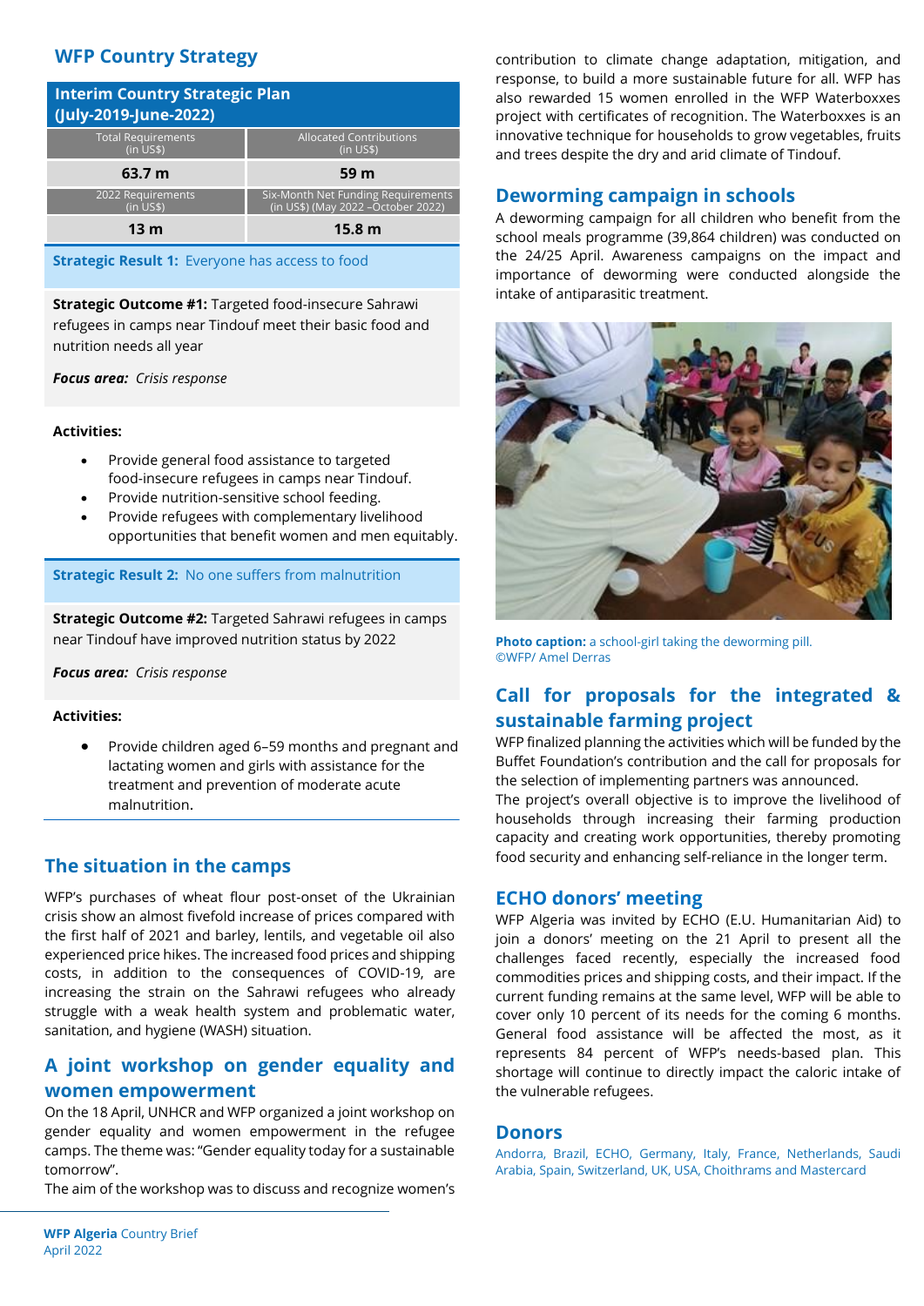## WFP Country Strategy

| Interim Country Strategic Plan (July-2019-June-2022) | |
|---|---|
| Total Requirements (in US$) | Allocated Contributions (in US$) |
| **63.7 m** | **59 m** |
| 2022 Requirements (in US$) | Six-Month Net Funding Requirements (in US$) (May 2022 –October 2022) |
| **13 m** | **15.8 m** |

**Strategic Result 1:** Everyone has access to food

**Strategic Outcome #1:** Targeted food-insecure Sahrawi refugees in camps near Tindouf meet their basic food and nutrition needs all year

***Focus area:*** *Crisis response*

**Activities:**

- Provide general food assistance to targeted food-insecure refugees in camps near Tindouf.
- Provide nutrition-sensitive school feeding.
- Provide refugees with complementary livelihood opportunities that benefit women and men equitably.

**Strategic Result 2:** No one suffers from malnutrition

**Strategic Outcome #2:** Targeted Sahrawi refugees in camps near Tindouf have improved nutrition status by 2022

***Focus area:*** *Crisis response*

**Activities:**

- Provide children aged 6–59 months and pregnant and lactating women and girls with assistance for the treatment and prevention of moderate acute malnutrition.

## The situation in the camps

WFP's purchases of wheat flour post-onset of the Ukrainian crisis show an almost fivefold increase of prices compared with the first half of 2021 and barley, lentils, and vegetable oil also experienced price hikes. The increased food prices and shipping costs, in addition to the consequences of COVID-19, are increasing the strain on the Sahrawi refugees who already struggle with a weak health system and problematic water, sanitation, and hygiene (WASH) situation.

## A joint workshop on gender equality and women empowerment

On the 18 April, UNHCR and WFP organized a joint workshop on gender equality and women empowerment in the refugee camps. The theme was: "Gender equality today for a sustainable tomorrow".

The aim of the workshop was to discuss and recognize women's contribution to climate change adaptation, mitigation, and response, to build a more sustainable future for all. WFP has also rewarded 15 women enrolled in the WFP Waterboxxes project with certificates of recognition. The Waterboxxes is an innovative technique for households to grow vegetables, fruits and trees despite the dry and arid climate of Tindouf.

## Deworming campaign in schools

A deworming campaign for all children who benefit from the school meals programme (39,864 children) was conducted on the 24/25 April. Awareness campaigns on the impact and importance of deworming were conducted alongside the intake of antiparasitic treatment.

**Photo caption:** a school-girl taking the deworming pill. ©WFP/ Amel Derras

## Call for proposals for the integrated & sustainable farming project

WFP finalized planning the activities which will be funded by the Buffet Foundation's contribution and the call for proposals for the selection of implementing partners was announced.

The project's overall objective is to improve the livelihood of households through increasing their farming production capacity and creating work opportunities, thereby promoting food security and enhancing self-reliance in the longer term.

## ECHO donors' meeting

WFP Algeria was invited by ECHO (E.U. Humanitarian Aid) to join a donors' meeting on the 21 April to present all the challenges faced recently, especially the increased food commodities prices and shipping costs, and their impact. If the current funding remains at the same level, WFP will be able to cover only 10 percent of its needs for the coming 6 months. General food assistance will be affected the most, as it represents 84 percent of WFP's needs-based plan. This shortage will continue to directly impact the caloric intake of the vulnerable refugees.

## Donors

Andorra, Brazil, ECHO, Germany, Italy, France, Netherlands, Saudi Arabia, Spain, Switzerland, UK, USA, Choithrams and Mastercard